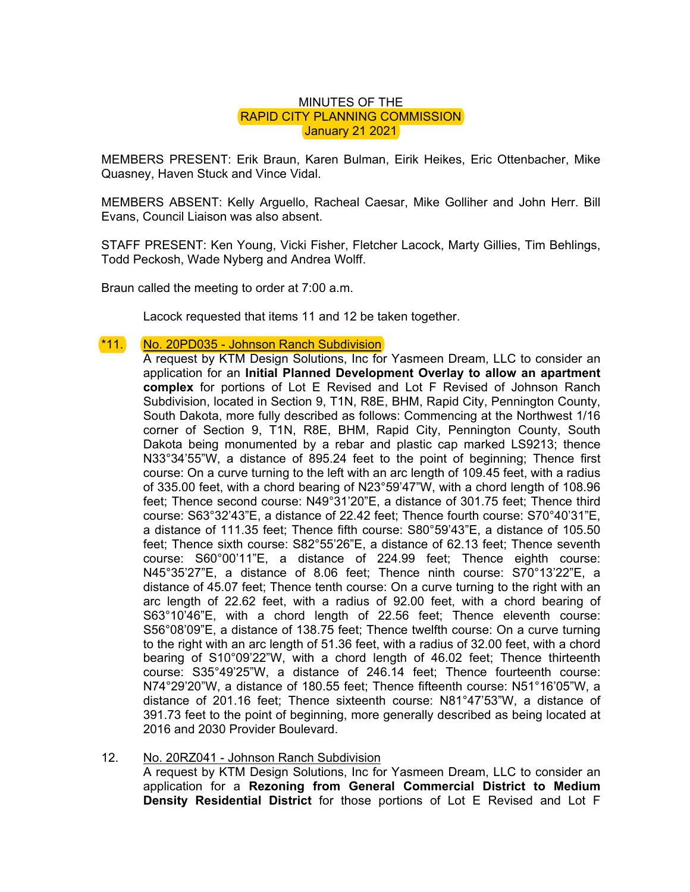# MINUTES OF THE
# RAPID CITY PLANNING COMMISSION
# January 21 2021

MEMBERS PRESENT: Erik Braun, Karen Bulman, Eirik Heikes, Eric Ottenbacher, Mike Quasney, Haven Stuck and Vince Vidal.

MEMBERS ABSENT: Kelly Arguello, Racheal Caesar, Mike Golliher and John Herr. Bill Evans, Council Liaison was also absent.

STAFF PRESENT: Ken Young, Vicki Fisher, Fletcher Lacock, Marty Gillies, Tim Behlings, Todd Peckosh, Wade Nyberg and Andrea Wolff.

Braun called the meeting to order at 7:00 a.m.

Lacock requested that items 11 and 12 be taken together.

*11. No. 20PD035 - Johnson Ranch Subdivision

A request by KTM Design Solutions, Inc for Yasmeen Dream, LLC to consider an application for an **Initial Planned Development Overlay to allow an apartment complex** for portions of Lot E Revised and Lot F Revised of Johnson Ranch Subdivision, located in Section 9, T1N, R8E, BHM, Rapid City, Pennington County, South Dakota, more fully described as follows: Commencing at the Northwest 1/16 corner of Section 9, T1N, R8E, BHM, Rapid City, Pennington County, South Dakota being monumented by a rebar and plastic cap marked LS9213; thence N33°34'55"W, a distance of 895.24 feet to the point of beginning; Thence first course: On a curve turning to the left with an arc length of 109.45 feet, with a radius of 335.00 feet, with a chord bearing of N23°59'47"W, with a chord length of 108.96 feet; Thence second course: N49°31'20"E, a distance of 301.75 feet; Thence third course: S63°32'43"E, a distance of 22.42 feet; Thence fourth course: S70°40'31"E, a distance of 111.35 feet; Thence fifth course: S80°59'43"E, a distance of 105.50 feet; Thence sixth course: S82°55'26"E, a distance of 62.13 feet; Thence seventh course: S60°00'11"E, a distance of 224.99 feet; Thence eighth course: N45°35'27"E, a distance of 8.06 feet; Thence ninth course: S70°13'22"E, a distance of 45.07 feet; Thence tenth course: On a curve turning to the right with an arc length of 22.62 feet, with a radius of 92.00 feet, with a chord bearing of S63°10'46"E, with a chord length of 22.56 feet; Thence eleventh course: S56°08'09"E, a distance of 138.75 feet; Thence twelfth course: On a curve turning to the right with an arc length of 51.36 feet, with a radius of 32.00 feet, with a chord bearing of S10°09'22"W, with a chord length of 46.02 feet; Thence thirteenth course: S35°49'25"W, a distance of 246.14 feet; Thence fourteenth course: N74°29'20"W, a distance of 180.55 feet; Thence fifteenth course: N51°16'05"W, a distance of 201.16 feet; Thence sixteenth course: N81°47'53"W, a distance of 391.73 feet to the point of beginning, more generally described as being located at 2016 and 2030 Provider Boulevard.

12. No. 20RZ041 - Johnson Ranch Subdivision

A request by KTM Design Solutions, Inc for Yasmeen Dream, LLC to consider an application for a **Rezoning from General Commercial District to Medium Density Residential District** for those portions of Lot E Revised and Lot F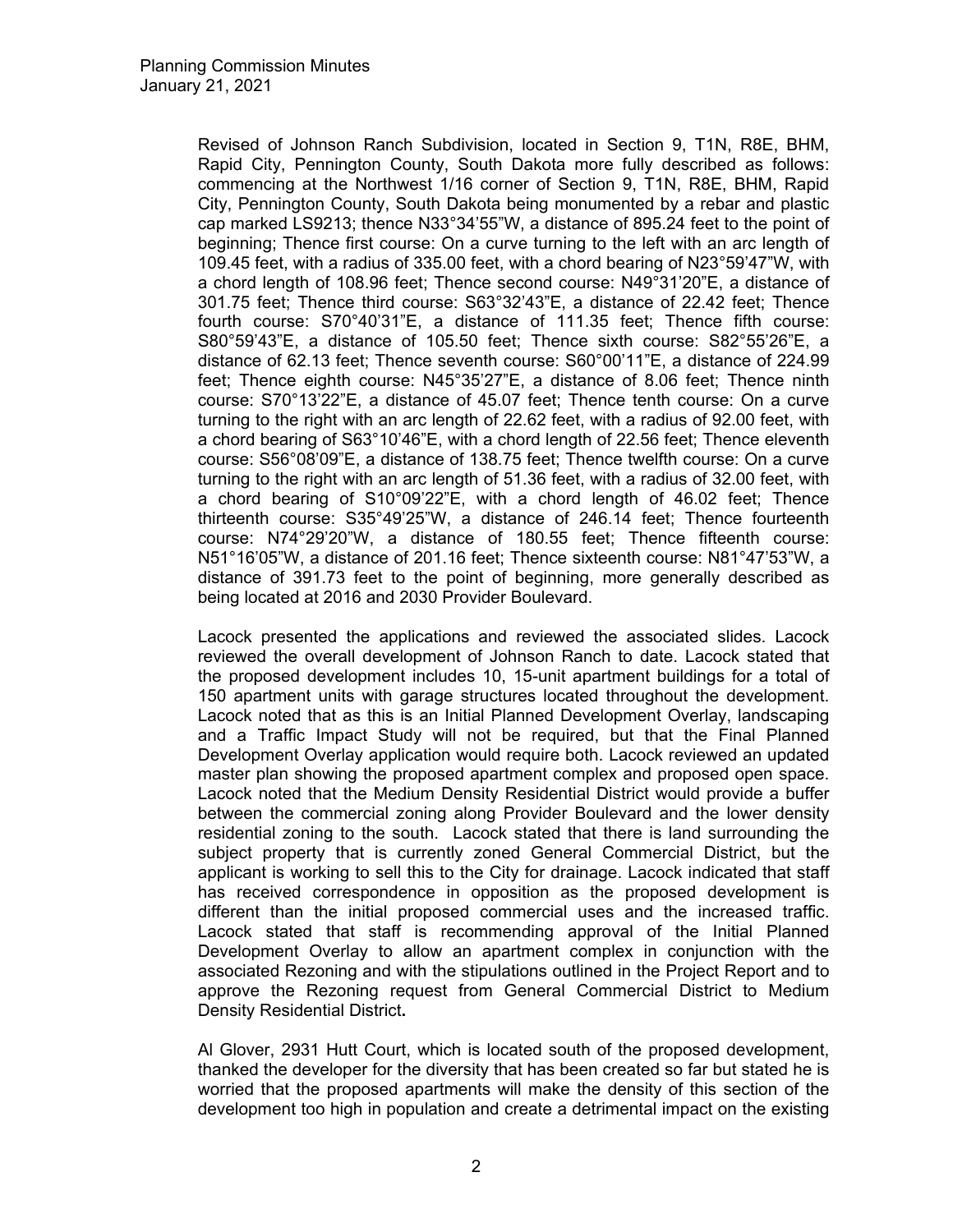Revised of Johnson Ranch Subdivision, located in Section 9, T1N, R8E, BHM, Rapid City, Pennington County, South Dakota more fully described as follows: commencing at the Northwest 1/16 corner of Section 9, T1N, R8E, BHM, Rapid City, Pennington County, South Dakota being monumented by a rebar and plastic cap marked LS9213; thence N33°34'55"W, a distance of 895.24 feet to the point of beginning; Thence first course: On a curve turning to the left with an arc length of 109.45 feet, with a radius of 335.00 feet, with a chord bearing of N23°59'47"W, with a chord length of 108.96 feet; Thence second course: N49°31'20"E, a distance of 301.75 feet; Thence third course: S63°32'43"E, a distance of 22.42 feet; Thence fourth course: S70°40'31"E, a distance of 111.35 feet; Thence fifth course: S80°59'43"E, a distance of 105.50 feet; Thence sixth course: S82°55'26"E, a distance of 62.13 feet; Thence seventh course: S60°00'11"E, a distance of 224.99 feet; Thence eighth course: N45°35'27"E, a distance of 8.06 feet; Thence ninth course: S70°13'22"E, a distance of 45.07 feet; Thence tenth course: On a curve turning to the right with an arc length of 22.62 feet, with a radius of 92.00 feet, with a chord bearing of S63°10'46"E, with a chord length of 22.56 feet; Thence eleventh course: S56°08'09"E, a distance of 138.75 feet; Thence twelfth course: On a curve turning to the right with an arc length of 51.36 feet, with a radius of 32.00 feet, with a chord bearing of S10°09'22"E, with a chord length of 46.02 feet; Thence thirteenth course: S35°49'25"W, a distance of 246.14 feet; Thence fourteenth course: N74°29'20"W, a distance of 180.55 feet; Thence fifteenth course: N51°16'05"W, a distance of 201.16 feet; Thence sixteenth course: N81°47'53"W, a distance of 391.73 feet to the point of beginning, more generally described as being located at 2016 and 2030 Provider Boulevard.

Lacock presented the applications and reviewed the associated slides. Lacock reviewed the overall development of Johnson Ranch to date. Lacock stated that the proposed development includes 10, 15-unit apartment buildings for a total of 150 apartment units with garage structures located throughout the development. Lacock noted that as this is an Initial Planned Development Overlay, landscaping and a Traffic Impact Study will not be required, but that the Final Planned Development Overlay application would require both. Lacock reviewed an updated master plan showing the proposed apartment complex and proposed open space. Lacock noted that the Medium Density Residential District would provide a buffer between the commercial zoning along Provider Boulevard and the lower density residential zoning to the south. Lacock stated that there is land surrounding the subject property that is currently zoned General Commercial District, but the applicant is working to sell this to the City for drainage. Lacock indicated that staff has received correspondence in opposition as the proposed development is different than the initial proposed commercial uses and the increased traffic. Lacock stated that staff is recommending approval of the Initial Planned Development Overlay to allow an apartment complex in conjunction with the associated Rezoning and with the stipulations outlined in the Project Report and to approve the Rezoning request from General Commercial District to Medium Density Residential District**.**

Al Glover, 2931 Hutt Court, which is located south of the proposed development, thanked the developer for the diversity that has been created so far but stated he is worried that the proposed apartments will make the density of this section of the development too high in population and create a detrimental impact on the existing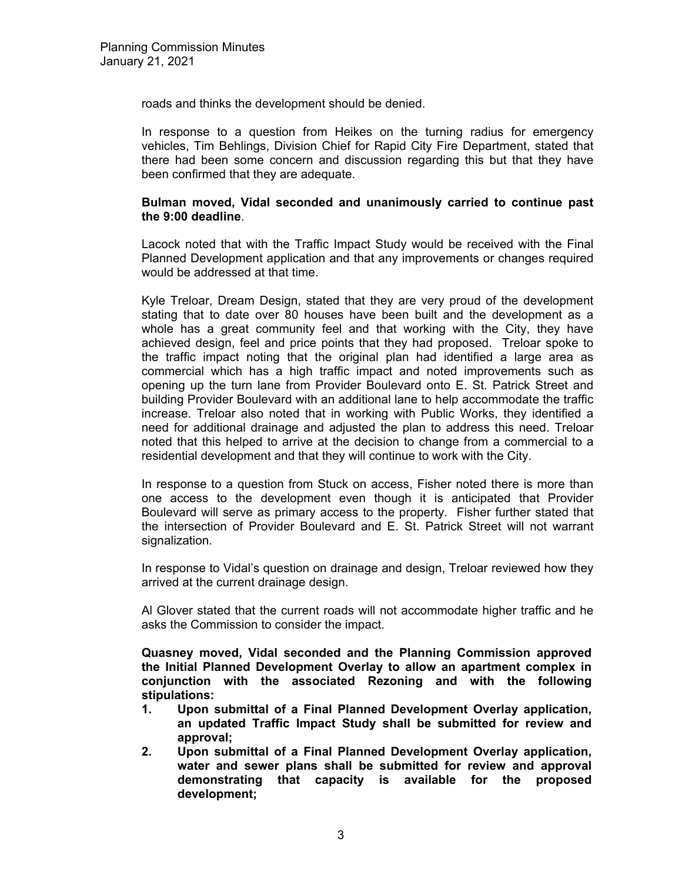roads and thinks the development should be denied.

In response to a question from Heikes on the turning radius for emergency vehicles, Tim Behlings, Division Chief for Rapid City Fire Department, stated that there had been some concern and discussion regarding this but that they have been confirmed that they are adequate.

**Bulman moved, Vidal seconded and unanimously carried to continue past the 9:00 deadline**.

Lacock noted that with the Traffic Impact Study would be received with the Final Planned Development application and that any improvements or changes required would be addressed at that time.

Kyle Treloar, Dream Design, stated that they are very proud of the development stating that to date over 80 houses have been built and the development as a whole has a great community feel and that working with the City, they have achieved design, feel and price points that they had proposed. Treloar spoke to the traffic impact noting that the original plan had identified a large area as commercial which has a high traffic impact and noted improvements such as opening up the turn lane from Provider Boulevard onto E. St. Patrick Street and building Provider Boulevard with an additional lane to help accommodate the traffic increase. Treloar also noted that in working with Public Works, they identified a need for additional drainage and adjusted the plan to address this need. Treloar noted that this helped to arrive at the decision to change from a commercial to a residential development and that they will continue to work with the City.

In response to a question from Stuck on access, Fisher noted there is more than one access to the development even though it is anticipated that Provider Boulevard will serve as primary access to the property. Fisher further stated that the intersection of Provider Boulevard and E. St. Patrick Street will not warrant signalization.

In response to Vidal's question on drainage and design, Treloar reviewed how they arrived at the current drainage design.

Al Glover stated that the current roads will not accommodate higher traffic and he asks the Commission to consider the impact.

**Quasney moved, Vidal seconded and the Planning Commission approved the Initial Planned Development Overlay to allow an apartment complex in conjunction with the associated Rezoning and with the following stipulations:**

1. **Upon submittal of a Final Planned Development Overlay application, an updated Traffic Impact Study shall be submitted for review and approval;**
2. **Upon submittal of a Final Planned Development Overlay application, water and sewer plans shall be submitted for review and approval demonstrating that capacity is available for the proposed development;**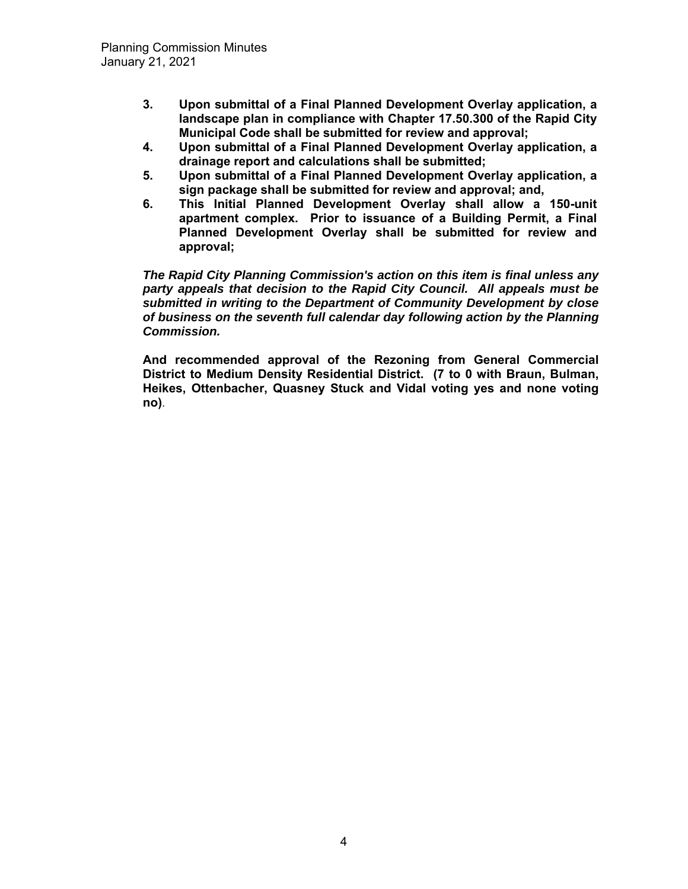3. **Upon submittal of a Final Planned Development Overlay application, a landscape plan in compliance with Chapter 17.50.300 of the Rapid City Municipal Code shall be submitted for review and approval;**
4. **Upon submittal of a Final Planned Development Overlay application, a drainage report and calculations shall be submitted;**
5. **Upon submittal of a Final Planned Development Overlay application, a sign package shall be submitted for review and approval; and,**
6. **This Initial Planned Development Overlay shall allow a 150-unit apartment complex. Prior to issuance of a Building Permit, a Final Planned Development Overlay shall be submitted for review and approval;**

***The Rapid City Planning Commission's action on this item is final unless any party appeals that decision to the Rapid City Council. All appeals must be submitted in writing to the Department of Community Development by close of business on the seventh full calendar day following action by the Planning Commission.***

**And recommended approval of the Rezoning from General Commercial District to Medium Density Residential District. (7 to 0 with Braun, Bulman, Heikes, Ottenbacher, Quasney Stuck and Vidal voting yes and none voting no)**.